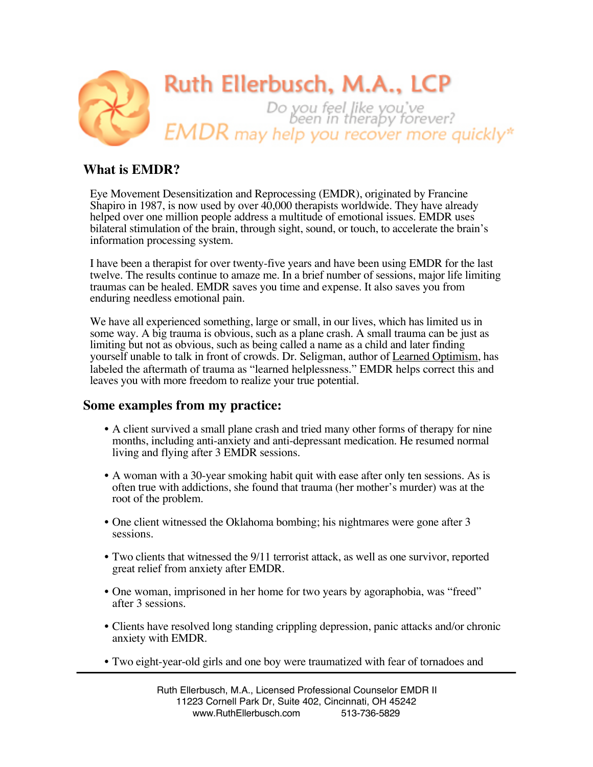# Ruth Ellerbusch, M.A., LCP

*Do you feel like you've been in therapy forever?*

*EMDR may help you recover more quickly**

## What is EMDR?

Eye Movement Desensitization and Reprocessing (EMDR), originated by Francine Shapiro in 1987, is now used by over 40,000 therapists worldwide. They have already helped over one million people address a multitude of emotional issues. EMDR uses bilateral stimulation of the brain, through sight, sound, or touch, to accelerate the brain's information processing system.

I have been a therapist for over twenty-five years and have been using EMDR for the last twelve. The results continue to amaze me. In a brief number of sessions, major life limiting traumas can be healed. EMDR saves you time and expense. It also saves you from enduring needless emotional pain.

We have all experienced something, large or small, in our lives, which has limited us in some way. A big trauma is obvious, such as a plane crash. A small trauma can be just as limiting but not as obvious, such as being called a name as a child and later finding yourself unable to talk in front of crowds. Dr. Seligman, author of Learned Optimism, has labeled the aftermath of trauma as "learned helplessness." EMDR helps correct this and leaves you with more freedom to realize your true potential.

## Some examples from my practice:

- A client survived a small plane crash and tried many other forms of therapy for nine months, including anti-anxiety and anti-depressant medication. He resumed normal living and flying after 3 EMDR sessions.
- A woman with a 30-year smoking habit quit with ease after only ten sessions. As is often true with addictions, she found that trauma (her mother's murder) was at the root of the problem.
- One client witnessed the Oklahoma bombing; his nightmares were gone after 3 sessions.
- Two clients that witnessed the 9/11 terrorist attack, as well as one survivor, reported great relief from anxiety after EMDR.
- One woman, imprisoned in her home for two years by agoraphobia, was "freed" after 3 sessions.
- Clients have resolved long standing crippling depression, panic attacks and/or chronic anxiety with EMDR.
- Two eight-year-old girls and one boy were traumatized with fear of tornadoes and

Ruth Ellerbusch, M.A., Licensed Professional Counselor EMDR II
11223 Cornell Park Dr, Suite 402, Cincinnati, OH 45242
www.RuthEllerbusch.com 513-736-5829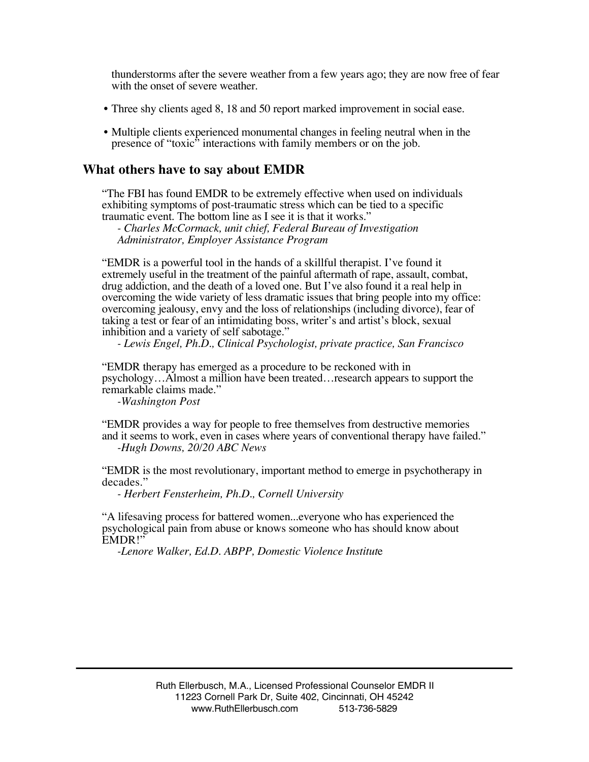thunderstorms after the severe weather from a few years ago; they are now free of fear with the onset of severe weather.

- Three shy clients aged 8, 18 and 50 report marked improvement in social ease.
- Multiple clients experienced monumental changes in feeling neutral when in the presence of "toxic" interactions with family members or on the job.

## What others have to say about EMDR

"The FBI has found EMDR to be extremely effective when used on individuals exhibiting symptoms of post-traumatic stress which can be tied to a specific traumatic event. The bottom line as I see it is that it works."
*- Charles McCormack, unit chief, Federal Bureau of Investigation Administrator, Employer Assistance Program*

"EMDR is a powerful tool in the hands of a skillful therapist. I've found it extremely useful in the treatment of the painful aftermath of rape, assault, combat, drug addiction, and the death of a loved one. But I've also found it a real help in overcoming the wide variety of less dramatic issues that bring people into my office: overcoming jealousy, envy and the loss of relationships (including divorce), fear of taking a test or fear of an intimidating boss, writer's and artist's block, sexual inhibition and a variety of self sabotage."
*- Lewis Engel, Ph.D., Clinical Psychologist, private practice, San Francisco*

"EMDR therapy has emerged as a procedure to be reckoned with in psychology…Almost a million have been treated…research appears to support the remarkable claims made."
*-Washington Post*

"EMDR provides a way for people to free themselves from destructive memories and it seems to work, even in cases where years of conventional therapy have failed."
*-Hugh Downs, 20/20 ABC News*

"EMDR is the most revolutionary, important method to emerge in psychotherapy in decades."
*- Herbert Fensterheim, Ph.D., Cornell University*

"A lifesaving process for battered women...everyone who has experienced the psychological pain from abuse or knows someone who has should know about EMDR!"
*-Lenore Walker, Ed.D. ABPP, Domestic Violence Institute*

Ruth Ellerbusch, M.A., Licensed Professional Counselor EMDR II
11223 Cornell Park Dr, Suite 402, Cincinnati, OH 45242
www.RuthEllerbusch.com 513-736-5829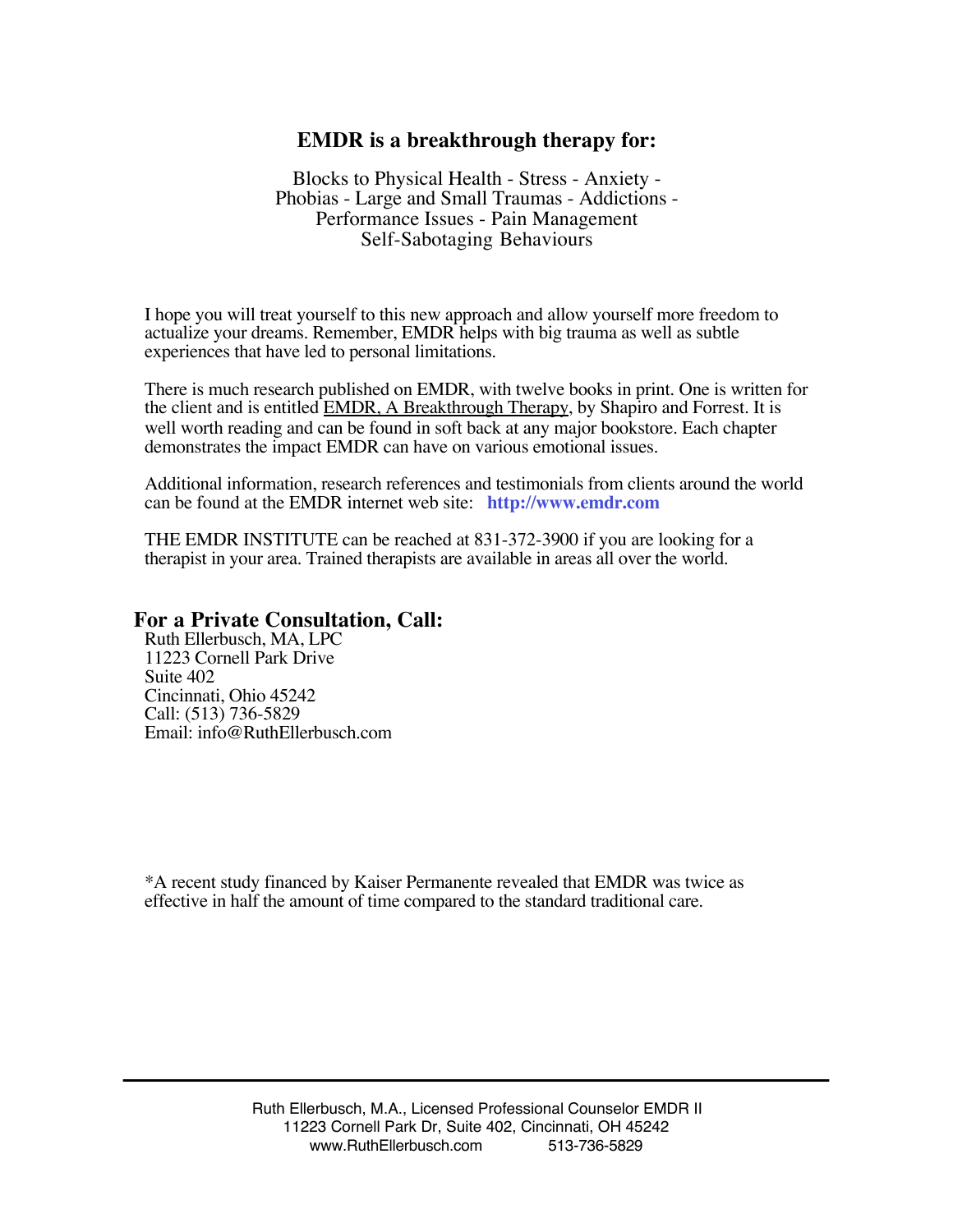## EMDR is a breakthrough therapy for:

Blocks to Physical Health - Stress - Anxiety -
Phobias - Large and Small Traumas - Addictions -
Performance Issues - Pain Management
Self-Sabotaging Behaviours

I hope you will treat yourself to this new approach and allow yourself more freedom to actualize your dreams. Remember, EMDR helps with big trauma as well as subtle experiences that have led to personal limitations.

There is much research published on EMDR, with twelve books in print. One is written for the client and is entitled EMDR, A Breakthrough Therapy, by Shapiro and Forrest. It is well worth reading and can be found in soft back at any major bookstore. Each chapter demonstrates the impact EMDR can have on various emotional issues.

Additional information, research references and testimonials from clients around the world can be found at the EMDR internet web site: **http://www.emdr.com**

THE EMDR INSTITUTE can be reached at 831-372-3900 if you are looking for a therapist in your area. Trained therapists are available in areas all over the world.

## For a Private Consultation, Call:

Ruth Ellerbusch, MA, LPC
11223 Cornell Park Drive
Suite 402
Cincinnati, Ohio 45242
Call: (513) 736-5829
Email: info@RuthEllerbusch.com

*A recent study financed by Kaiser Permanente revealed that EMDR was twice as effective in half the amount of time compared to the standard traditional care.

Ruth Ellerbusch, M.A., Licensed Professional Counselor EMDR II
11223 Cornell Park Dr, Suite 402, Cincinnati, OH 45242
www.RuthEllerbusch.com 513-736-5829